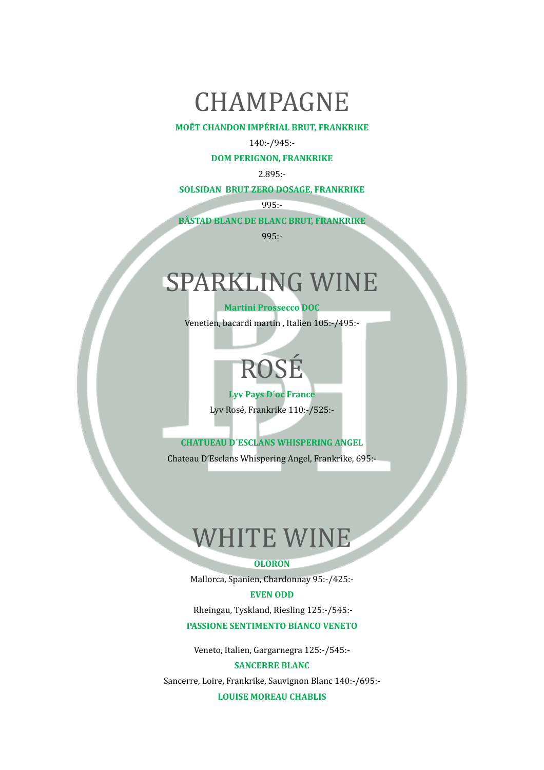# CHAMPAGNE

**MOËT CHANDON IMPÉRIAL BRUT, FRANKRIKE**

140:-/945:-

**DOM PERIGNON, FRANKRIKE**

2.895:-

**SOLSIDAN BRUT ZERO DOSAGE, FRANKRIKE**

995:-

**BÅSTAD BLANC DE BLANC BRUT, FRANKRIKE**

995:-

# SPARKLING WINE

**Martini Prossecco DOC**

Venetien, bacardi martin , Italien 105:-/495:-

# ROSÉ

**Lyv Pays D´oc France**

Lyv Rosé, Frankrike 110:-/525:-

**CHATUEAU D´ESCLANS WHISPERING ANGEL**

Chateau D'Esclans Whispering Angel, Frankrike, 695:-

# WHITE WINE

**OLORON**

Mallorca, Spanien, Chardonnay 95:-/425:-

**EVEN ODD**

Rheingau, Tyskland, Riesling 125:-/545:-

**PASSIONE SENTIMENTO BIANCO VENETO**

Veneto, Italien, Gargarnegra 125:-/545:-

**SANCERRE BLANC**

Sancerre, Loire, Frankrike, Sauvignon Blanc 140:-/695:-

**LOUISE MOREAU CHABLIS**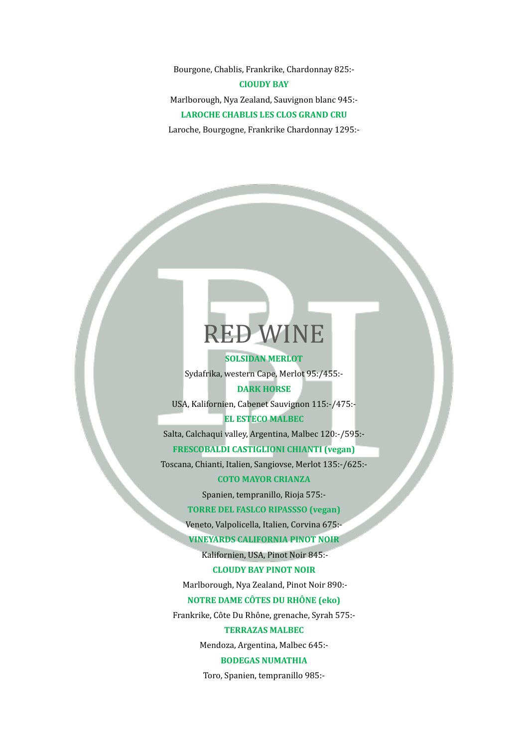Bourgone, Chablis, Frankrike, Chardonnay 825:-

**ClOUDY BAY**

Marlborough, Nya Zealand, Sauvignon blanc 945:-

**LAROCHE CHABLIS LES CLOS GRAND CRU**

Laroche, Bourgogne, Frankrike Chardonnay 1295:-

# RED WINE

**SOLSIDAN MERLOT**

Sydafrika, western Cape, Merlot 95:/455:-

**DARK HORSE**

USA, Kalifornien, Cabenet Sauvignon 115:-/475:-

**EL ESTECO MALBEC**

Salta, Calchaqui valley, Argentina, Malbec 120:-/595:-

**FRESCOBALDI CASTIGLIONI CHIANTI (vegan)**

Toscana, Chianti, Italien, Sangiovse, Merlot 135:-/625:-

**COTO MAYOR CRIANZA**

Spanien, tempranillo, Rioja 575:-

**TORRE DEL FASLCO RIPASSSO (vegan)**

Veneto, Valpolicella, Italien, Corvina 675:-

**VINEYARDS CALIFORNIA PINOT NOIR**

Kalifornien, USA, Pinot Noir 845:-

**CLOUDY BAY PINOT NOIR**

Marlborough, Nya Zealand, Pinot Noir 890:-

**NOTRE DAME CÔTES DU RHÔNE (eko)**

Frankrike, Côte Du Rhône, grenache, Syrah 575:-

**TERRAZAS MALBEC**

Mendoza, Argentina, Malbec 645:-

**BODEGAS NUMATHIA**

Toro, Spanien, tempranillo 985:-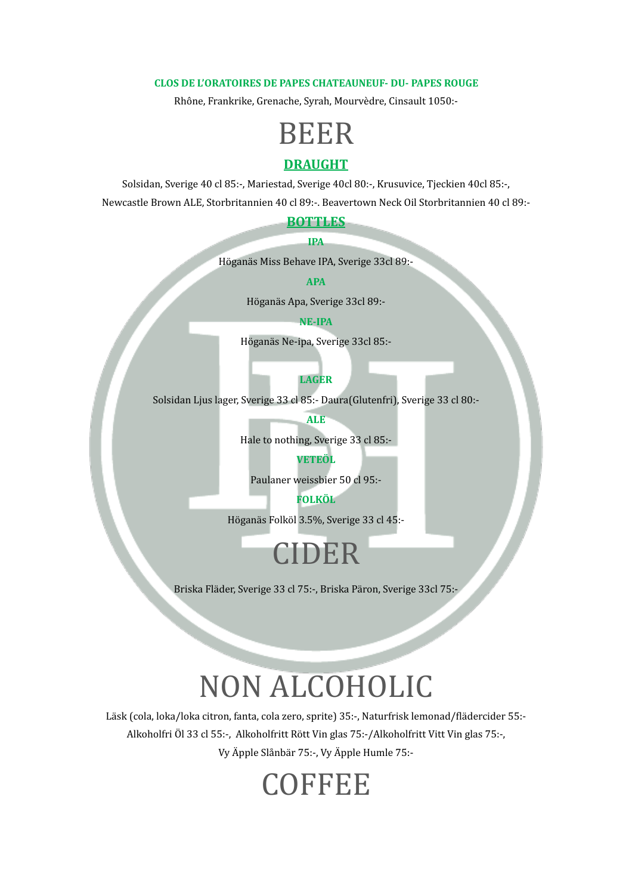**CLOS DE L'ORATOIRES DE PAPES CHATEAUNEUF- DU- PAPES ROUGE**

Rhône, Frankrike, Grenache, Syrah, Mourvèdre, Cinsault 1050:-

# BEER

## DRAUGHT

Solsidan, Sverige 40 cl 85:-, Mariestad, Sverige 40cl 80:-, Krusuvice, Tjeckien 40cl 85:-,
Newcastle Brown ALE, Storbritannien 40 cl 89:-. Beavertown Neck Oil Storbritannien 40 cl 89:-

## BOTTLES

### IPA

Höganäs Miss Behave IPA, Sverige 33cl 89:-

### APA

Höganäs Apa, Sverige 33cl 89:-

### NE-IPA

Höganäs Ne-ipa, Sverige 33cl 85:-

### LAGER

Solsidan Ljus lager, Sverige 33 cl 85:- Daura(Glutenfri), Sverige 33 cl 80:-

### ALE

Hale to nothing, Sverige 33 cl 85:-

### VETEÖL

Paulaner weissbier 50 cl 95:-

### FOLKÖL

Höganäs Folköl 3.5%, Sverige 33 cl 45:-

# CIDER

Briska Fläder, Sverige 33 cl 75:-, Briska Päron, Sverige 33cl 75:-

# NON ALCOHOLIC

Läsk (cola, loka/loka citron, fanta, cola zero, sprite) 35:-, Naturfrisk lemonad/flädercider 55:-
Alkoholfri Öl 33 cl 55:-, Alkoholfritt Rött Vin glas 75:-/Alkoholfritt Vitt Vin glas 75:-,
Vy Äpple Slånbär 75:-, Vy Äpple Humle 75:-

# COFFEE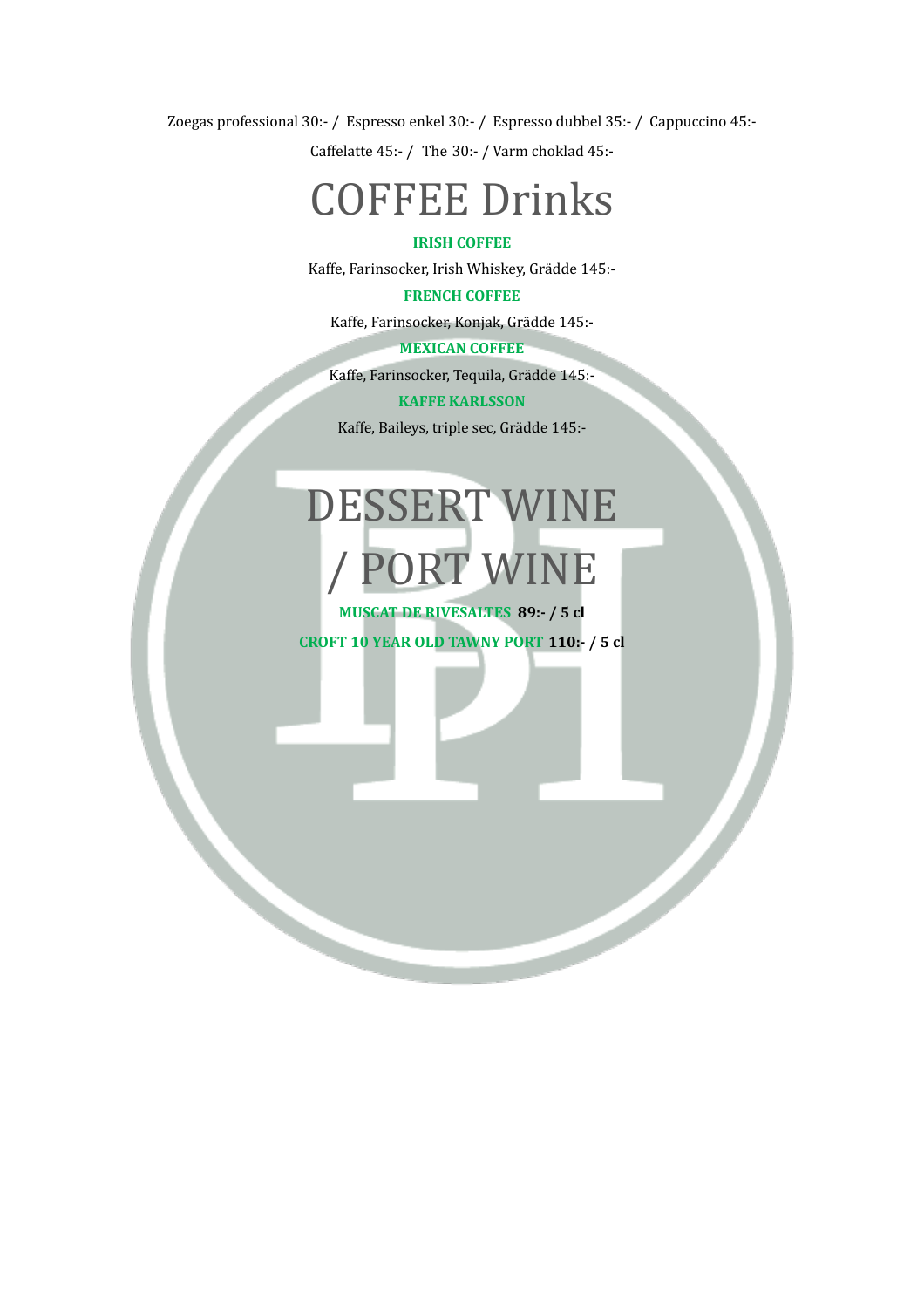Zoegas professional 30:- / Espresso enkel 30:- / Espresso dubbel 35:- / Cappuccino 45:-

Caffelatte 45:- / The 30:- / Varm choklad 45:-

# COFFEE Drinks

**IRISH COFFEE**

Kaffe, Farinsocker, Irish Whiskey, Grädde 145:-

**FRENCH COFFEE**

Kaffe, Farinsocker, Konjak, Grädde 145:-

**MEXICAN COFFEE**

Kaffe, Farinsocker, Tequila, Grädde 145:-

**KAFFE KARLSSON**

Kaffe, Baileys, triple sec, Grädde 145:-

# DESSERT WINE / PORT WINE

**MUSCAT DE RIVESALTES 89:- / 5 cl**

**CROFT 10 YEAR OLD TAWNY PORT 110:- / 5 cl**